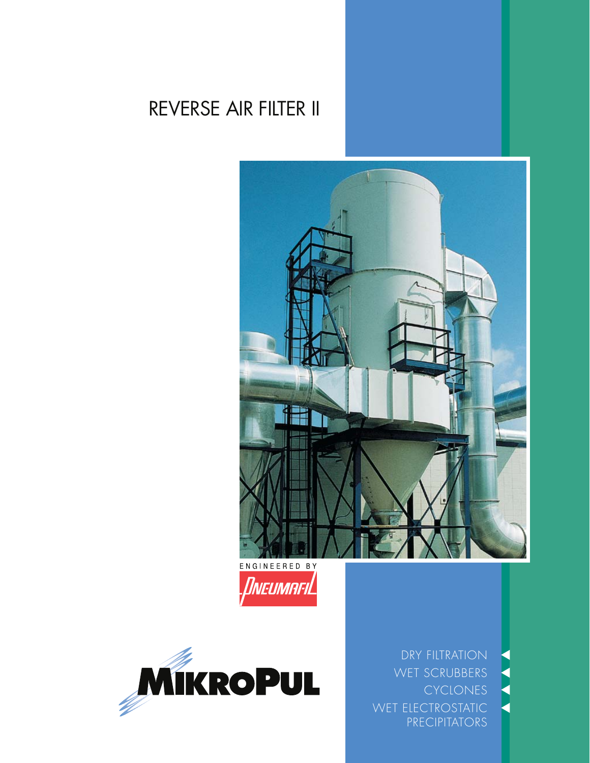# REVERSE AIR FILTER II

ENGINEERED BY

PNEUMAFIL

MIKROPUL

DRY FILTRATION

WET SCRUBBERS

CYCLONES

WET ELECTROSTATIC PRECIPITATORS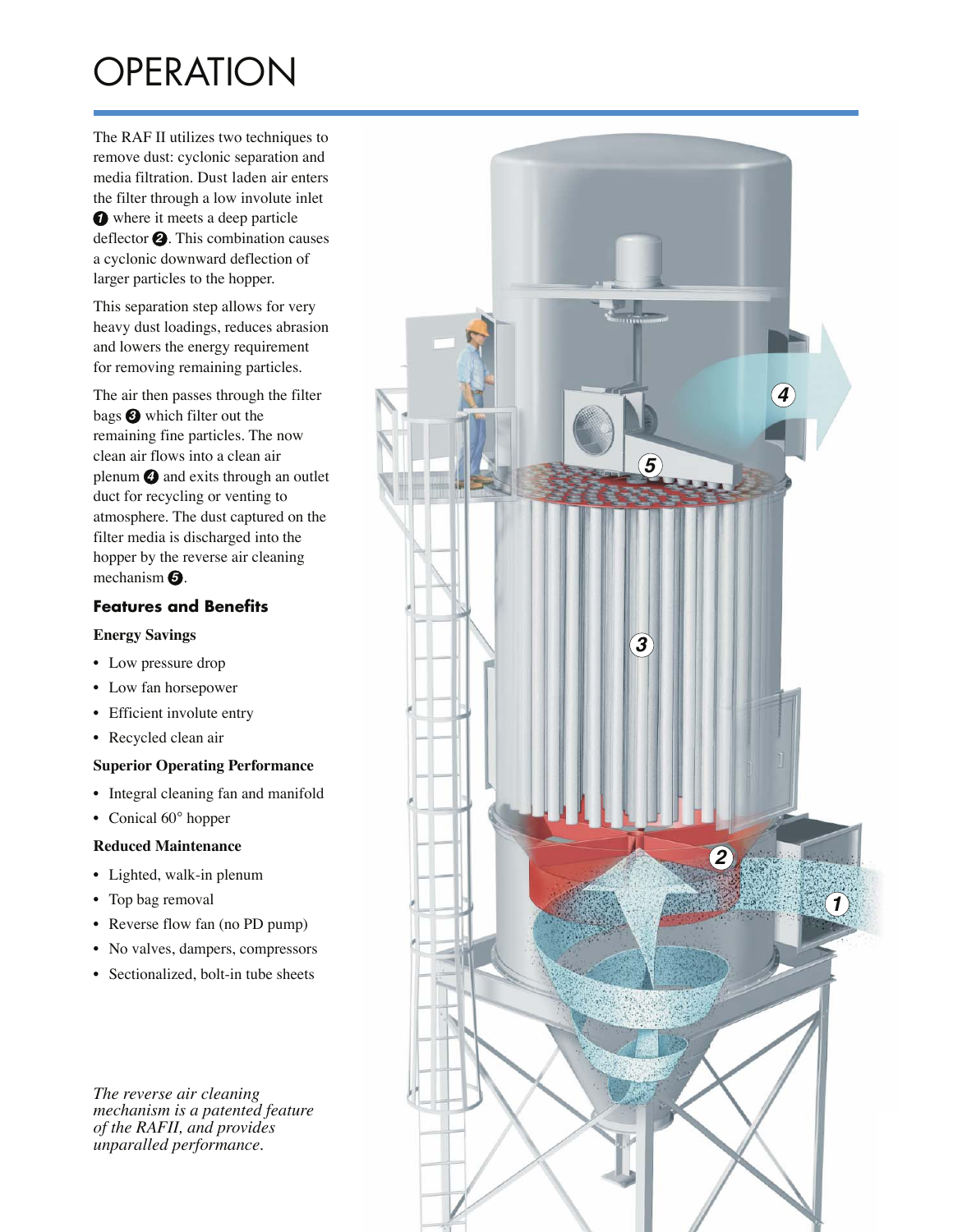# OPERATION

The RAF II utilizes two techniques to remove dust: cyclonic separation and media filtration. Dust laden air enters the filter through a low involute inlet ❶ where it meets a deep particle deflector ❷. This combination causes a cyclonic downward deflection of larger particles to the hopper.

This separation step allows for very heavy dust loadings, reduces abrasion and lowers the energy requirement for removing remaining particles.

The air then passes through the filter bags ❸ which filter out the remaining fine particles. The now clean air flows into a clean air plenum ❹ and exits through an outlet duct for recycling or venting to atmosphere. The dust captured on the filter media is discharged into the hopper by the reverse air cleaning mechanism ❺.

### Features and Benefits

**Energy Savings**

- Low pressure drop
- Low fan horsepower
- Efficient involute entry
- Recycled clean air

**Superior Operating Performance**

- Integral cleaning fan and manifold
- Conical 60° hopper

**Reduced Maintenance**

- Lighted, walk-in plenum
- Top bag removal
- Reverse flow fan (no PD pump)
- No valves, dampers, compressors
- Sectionalized, bolt-in tube sheets

*The reverse air cleaning mechanism is a patented feature of the RAFII, and provides unparalled performance.*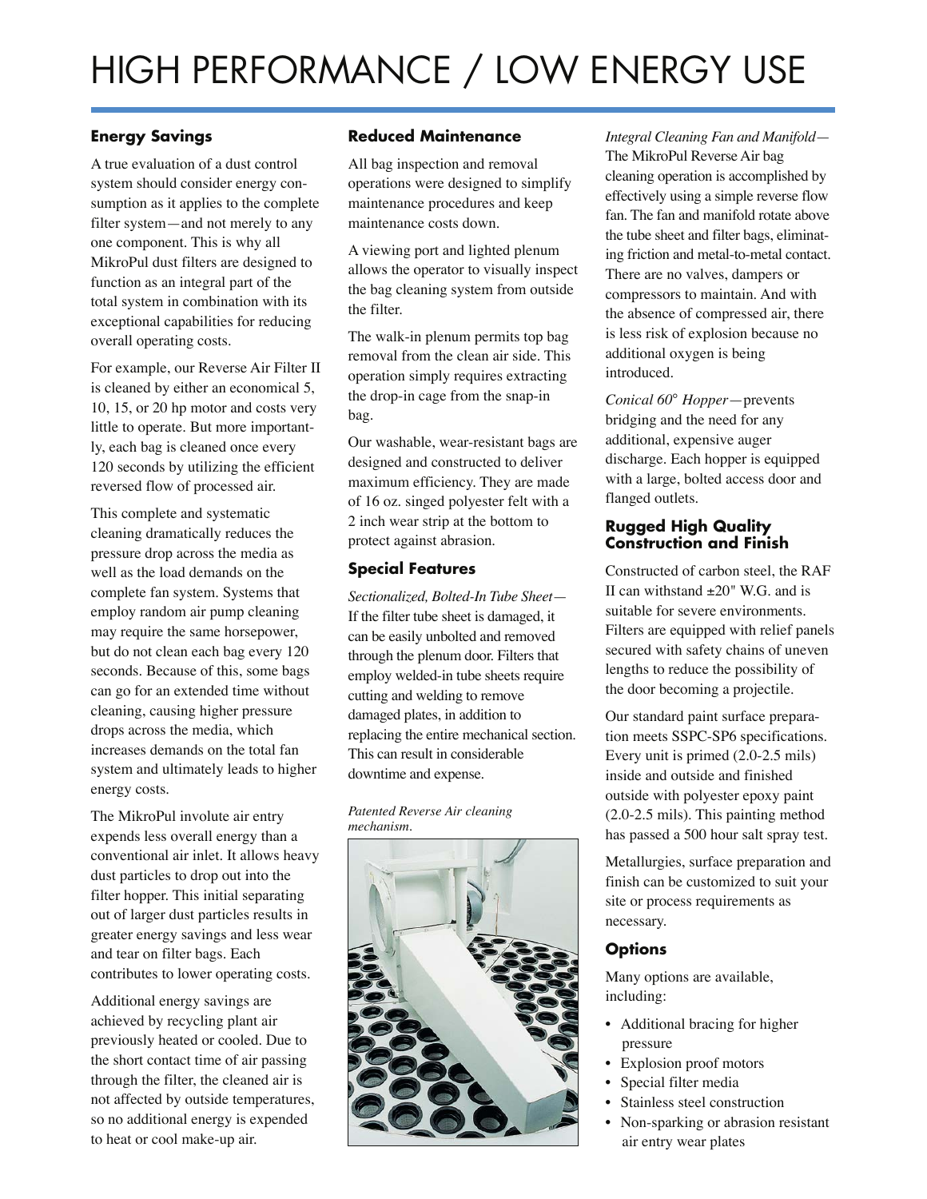# HIGH PERFORMANCE / LOW ENERGY USE

## Energy Savings

A true evaluation of a dust control system should consider energy consumption as it applies to the complete filter system—and not merely to any one component. This is why all MikroPul dust filters are designed to function as an integral part of the total system in combination with its exceptional capabilities for reducing overall operating costs.

For example, our Reverse Air Filter II is cleaned by either an economical 5, 10, 15, or 20 hp motor and costs very little to operate. But more importantly, each bag is cleaned once every 120 seconds by utilizing the efficient reversed flow of processed air.

This complete and systematic cleaning dramatically reduces the pressure drop across the media as well as the load demands on the complete fan system. Systems that employ random air pump cleaning may require the same horsepower, but do not clean each bag every 120 seconds. Because of this, some bags can go for an extended time without cleaning, causing higher pressure drops across the media, which increases demands on the total fan system and ultimately leads to higher energy costs.

The MikroPul involute air entry expends less overall energy than a conventional air inlet. It allows heavy dust particles to drop out into the filter hopper. This initial separating out of larger dust particles results in greater energy savings and less wear and tear on filter bags. Each contributes to lower operating costs.

Additional energy savings are achieved by recycling plant air previously heated or cooled. Due to the short contact time of air passing through the filter, the cleaned air is not affected by outside temperatures, so no additional energy is expended to heat or cool make-up air.

## Reduced Maintenance

All bag inspection and removal operations were designed to simplify maintenance procedures and keep maintenance costs down.

A viewing port and lighted plenum allows the operator to visually inspect the bag cleaning system from outside the filter.

The walk-in plenum permits top bag removal from the clean air side. This operation simply requires extracting the drop-in cage from the snap-in bag.

Our washable, wear-resistant bags are designed and constructed to deliver maximum efficiency. They are made of 16 oz. singed polyester felt with a 2 inch wear strip at the bottom to protect against abrasion.

## Special Features

*Sectionalized, Bolted-In Tube Sheet*—If the filter tube sheet is damaged, it can be easily unbolted and removed through the plenum door. Filters that employ welded-in tube sheets require cutting and welding to remove damaged plates, in addition to replacing the entire mechanical section. This can result in considerable downtime and expense.

*Patented Reverse Air cleaning mechanism.*

*Integral Cleaning Fan and Manifold*—The MikroPul Reverse Air bag cleaning operation is accomplished by effectively using a simple reverse flow fan. The fan and manifold rotate above the tube sheet and filter bags, eliminating friction and metal-to-metal contact. There are no valves, dampers or compressors to maintain. And with the absence of compressed air, there is less risk of explosion because no additional oxygen is being introduced.

*Conical 60° Hopper*—prevents bridging and the need for any additional, expensive auger discharge. Each hopper is equipped with a large, bolted access door and flanged outlets.

## Rugged High Quality Construction and Finish

Constructed of carbon steel, the RAF II can withstand ±20" W.G. and is suitable for severe environments. Filters are equipped with relief panels secured with safety chains of uneven lengths to reduce the possibility of the door becoming a projectile.

Our standard paint surface preparation meets SSPC-SP6 specifications. Every unit is primed (2.0-2.5 mils) inside and outside and finished outside with polyester epoxy paint (2.0-2.5 mils). This painting method has passed a 500 hour salt spray test.

Metallurgies, surface preparation and finish can be customized to suit your site or process requirements as necessary.

## Options

Many options are available, including:

- Additional bracing for higher pressure
- Explosion proof motors
- Special filter media
- Stainless steel construction
- Non-sparking or abrasion resistant air entry wear plates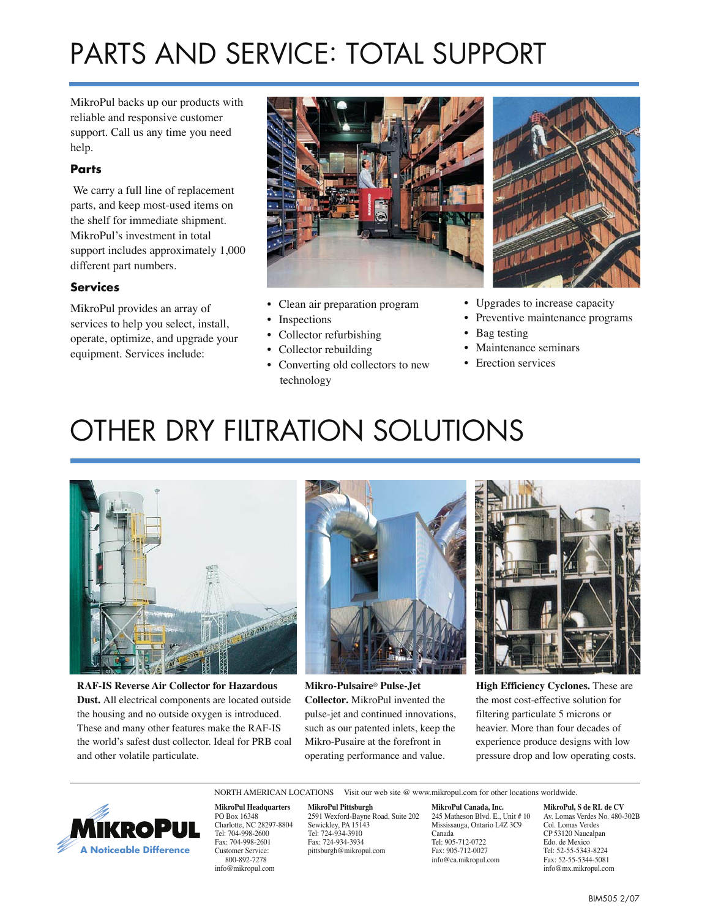# PARTS AND SERVICE: TOTAL SUPPORT

MikroPul backs up our products with reliable and responsive customer support. Call us any time you need help.

### Parts

We carry a full line of replacement parts, and keep most-used items on the shelf for immediate shipment. MikroPul's investment in total support includes approximately 1,000 different part numbers.

### Services

MikroPul provides an array of services to help you select, install, operate, optimize, and upgrade your equipment. Services include:

- Clean air preparation program
- Inspections
- Collector refurbishing
- Collector rebuilding
- Converting old collectors to new technology
- Upgrades to increase capacity
- Preventive maintenance programs
- Bag testing
- Maintenance seminars
- Erection services

# OTHER DRY FILTRATION SOLUTIONS

**RAF-IS Reverse Air Collector for Hazardous Dust.** All electrical components are located outside the housing and no outside oxygen is introduced. These and many other features make the RAF-IS the world's safest dust collector. Ideal for PRB coal and other volatile particulate.

**Mikro-Pulsaire® Pulse-Jet Collector.** MikroPul invented the pulse-jet and continued innovations, such as our patented inlets, keep the Mikro-Pusaire at the forefront in operating performance and value.

**High Efficiency Cyclones.** These are the most cost-effective solution for filtering particulate 5 microns or heavier. More than four decades of experience produce designs with low pressure drop and low operating costs.

---

MIKROPUL
A Noticeable Difference

NORTH AMERICAN LOCATIONS    Visit our web site @ www.mikropul.com for other locations worldwide.

**MikroPul Headquarters**
PO Box 16348
Charlotte, NC 28297-8804
Tel: 704-998-2600
Fax: 704-998-2601
Customer Service:
800-892-7278
info@mikropul.com

**MikroPul Pittsburgh**
2591 Wexford-Bayne Road, Suite 202
Sewickley, PA 15143
Tel: 724-934-3910
Fax: 724-934-3934
pittsburgh@mikropul.com

**MikroPul Canada, Inc.**
245 Matheson Blvd. E., Unit # 10
Mississauga, Ontario L4Z 3C9
Canada
Tel: 905-712-0722
Fax: 905-712-0027
info@ca.mikropul.com

**MikroPul, S de RL de CV**
Av. Lomas Verdes No. 480-302B
Col. Lomas Verdes
CP 53120 Naucalpan
Edo. de Mexico
Tel: 52-55-5343-8224
Fax: 52-55-5344-5081
info@mx.mikropul.com

BIM505 2/07